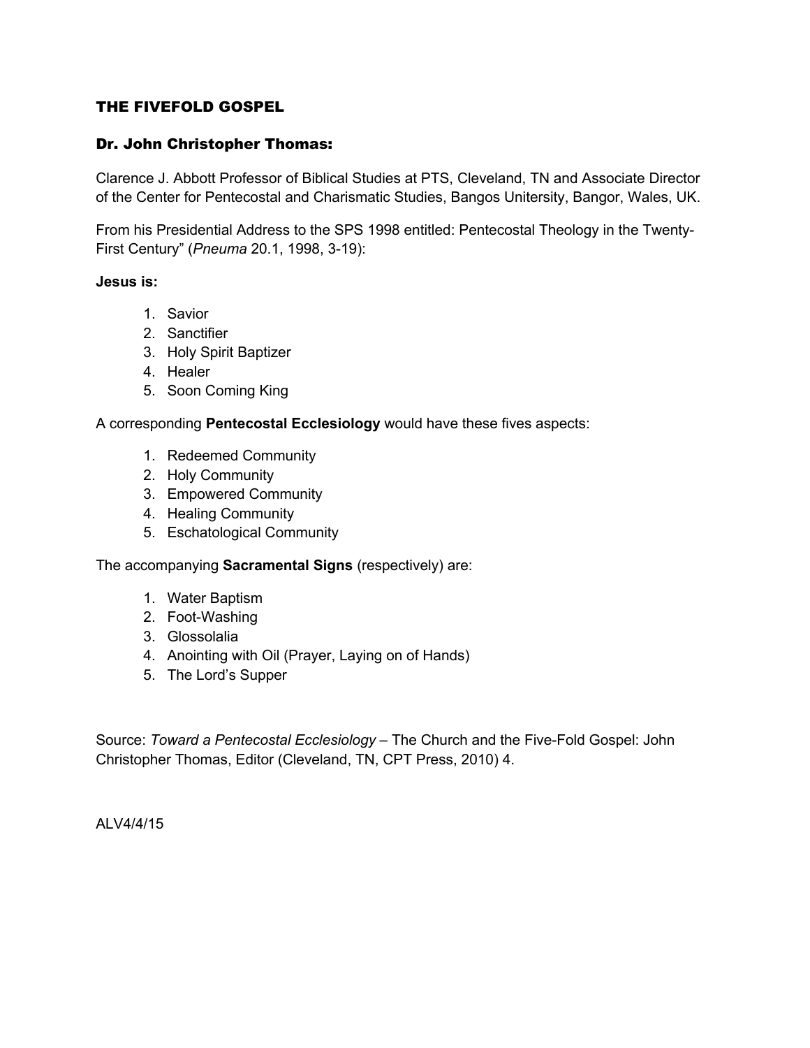# THE FIVEFOLD GOSPEL

## Dr. John Christopher Thomas:

Clarence J. Abbott Professor of Biblical Studies at PTS, Cleveland, TN and Associate Director of the Center for Pentecostal and Charismatic Studies, Bangos Unitersity, Bangor, Wales, UK.

From his Presidential Address to the SPS 1998 entitled: Pentecostal Theology in the Twenty-First Century" (*Pneuma* 20.1, 1998, 3-19):

**Jesus is:**

1. Savior
2. Sanctifier
3. Holy Spirit Baptizer
4. Healer
5. Soon Coming King

A corresponding **Pentecostal Ecclesiology** would have these fives aspects:

1. Redeemed Community
2. Holy Community
3. Empowered Community
4. Healing Community
5. Eschatological Community

The accompanying **Sacramental Signs** (respectively) are:

1. Water Baptism
2. Foot-Washing
3. Glossolalia
4. Anointing with Oil (Prayer, Laying on of Hands)
5. The Lord's Supper

Source: *Toward a Pentecostal Ecclesiology* – The Church and the Five-Fold Gospel: John Christopher Thomas, Editor (Cleveland, TN, CPT Press, 2010) 4.

ALV4/4/15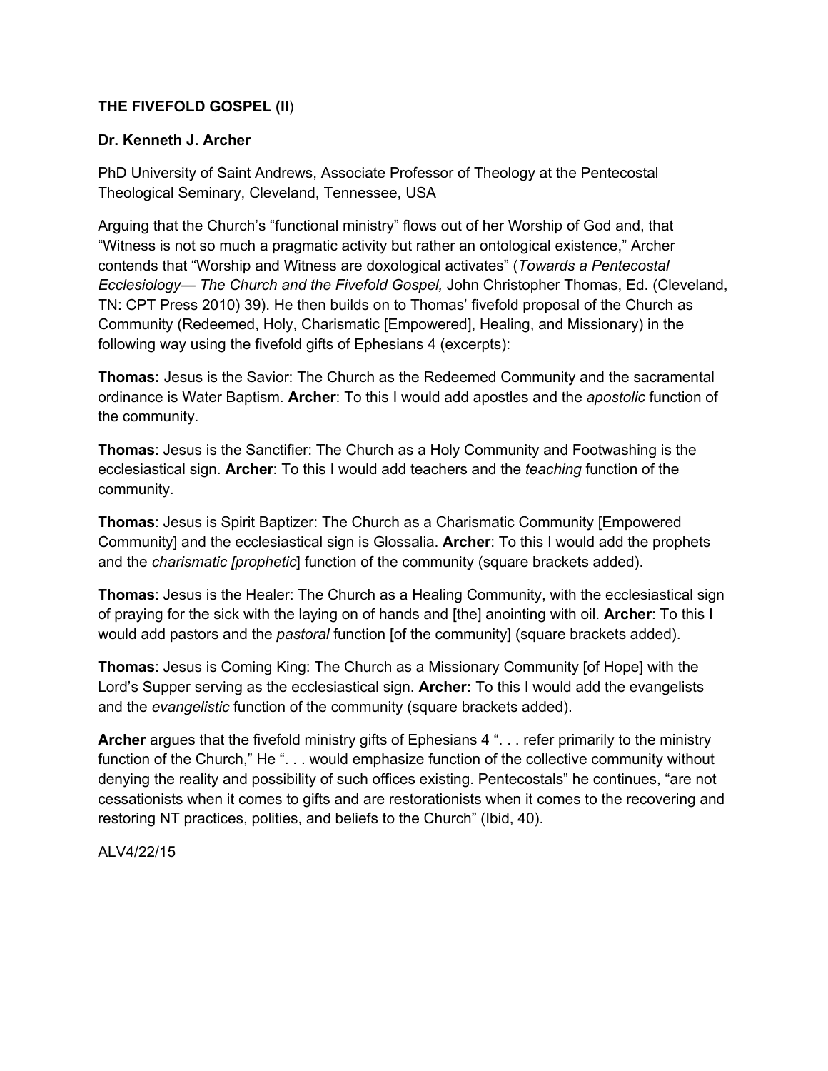**THE FIVEFOLD GOSPEL (II**)

**Dr. Kenneth J. Archer**

PhD University of Saint Andrews, Associate Professor of Theology at the Pentecostal Theological Seminary, Cleveland, Tennessee, USA

Arguing that the Church's "functional ministry" flows out of her Worship of God and, that "Witness is not so much a pragmatic activity but rather an ontological existence," Archer contends that "Worship and Witness are doxological activates" (*Towards a Pentecostal Ecclesiology— The Church and the Fivefold Gospel,* John Christopher Thomas, Ed. (Cleveland, TN: CPT Press 2010) 39). He then builds on to Thomas' fivefold proposal of the Church as Community (Redeemed, Holy, Charismatic [Empowered], Healing, and Missionary) in the following way using the fivefold gifts of Ephesians 4 (excerpts):

**Thomas:** Jesus is the Savior: The Church as the Redeemed Community and the sacramental ordinance is Water Baptism. **Archer**: To this I would add apostles and the *apostolic* function of the community.

**Thomas**: Jesus is the Sanctifier: The Church as a Holy Community and Footwashing is the ecclesiastical sign. **Archer**: To this I would add teachers and the *teaching* function of the community.

**Thomas**: Jesus is Spirit Baptizer: The Church as a Charismatic Community [Empowered Community] and the ecclesiastical sign is Glossalia. **Archer**: To this I would add the prophets and the *charismatic [prophetic*] function of the community (square brackets added).

**Thomas**: Jesus is the Healer: The Church as a Healing Community, with the ecclesiastical sign of praying for the sick with the laying on of hands and [the] anointing with oil. **Archer**: To this I would add pastors and the *pastoral* function [of the community] (square brackets added).

**Thomas**: Jesus is Coming King: The Church as a Missionary Community [of Hope] with the Lord's Supper serving as the ecclesiastical sign. **Archer:** To this I would add the evangelists and the *evangelistic* function of the community (square brackets added).

**Archer** argues that the fivefold ministry gifts of Ephesians 4 ". . . refer primarily to the ministry function of the Church," He ". . . would emphasize function of the collective community without denying the reality and possibility of such offices existing. Pentecostals" he continues, "are not cessationists when it comes to gifts and are restorationists when it comes to the recovering and restoring NT practices, polities, and beliefs to the Church" (Ibid, 40).

ALV4/22/15